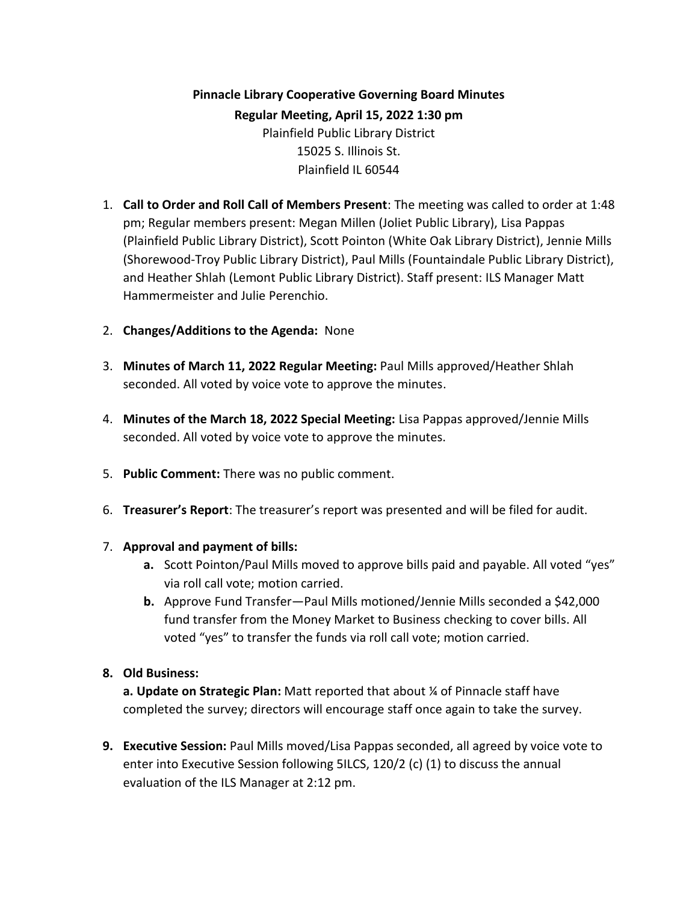**Pinnacle Library Cooperative Governing Board Minutes**

**Regular Meeting, April 15, 2022 1:30 pm**

Plainfield Public Library District
15025 S. Illinois St.
Plainfield IL 60544

1. **Call to Order and Roll Call of Members Present**: The meeting was called to order at 1:48 pm; Regular members present: Megan Millen (Joliet Public Library), Lisa Pappas (Plainfield Public Library District), Scott Pointon (White Oak Library District), Jennie Mills (Shorewood-Troy Public Library District), Paul Mills (Fountaindale Public Library District), and Heather Shlah (Lemont Public Library District). Staff present: ILS Manager Matt Hammermeister and Julie Perenchio.

2. **Changes/Additions to the Agenda:** None

3. **Minutes of March 11, 2022 Regular Meeting:** Paul Mills approved/Heather Shlah seconded. All voted by voice vote to approve the minutes.

4. **Minutes of the March 18, 2022 Special Meeting:** Lisa Pappas approved/Jennie Mills seconded. All voted by voice vote to approve the minutes.

5. **Public Comment:** There was no public comment.

6. **Treasurer's Report**: The treasurer's report was presented and will be filed for audit.

7. **Approval and payment of bills:**
   - **a.** Scott Pointon/Paul Mills moved to approve bills paid and payable. All voted "yes" via roll call vote; motion carried.
   - **b.** Approve Fund Transfer—Paul Mills motioned/Jennie Mills seconded a $42,000 fund transfer from the Money Market to Business checking to cover bills. All voted "yes" to transfer the funds via roll call vote; motion carried.

8. **Old Business:**

   **a. Update on Strategic Plan:** Matt reported that about ¼ of Pinnacle staff have completed the survey; directors will encourage staff once again to take the survey.

9. **Executive Session:** Paul Mills moved/Lisa Pappas seconded, all agreed by voice vote to enter into Executive Session following 5ILCS, 120/2 (c) (1) to discuss the annual evaluation of the ILS Manager at 2:12 pm.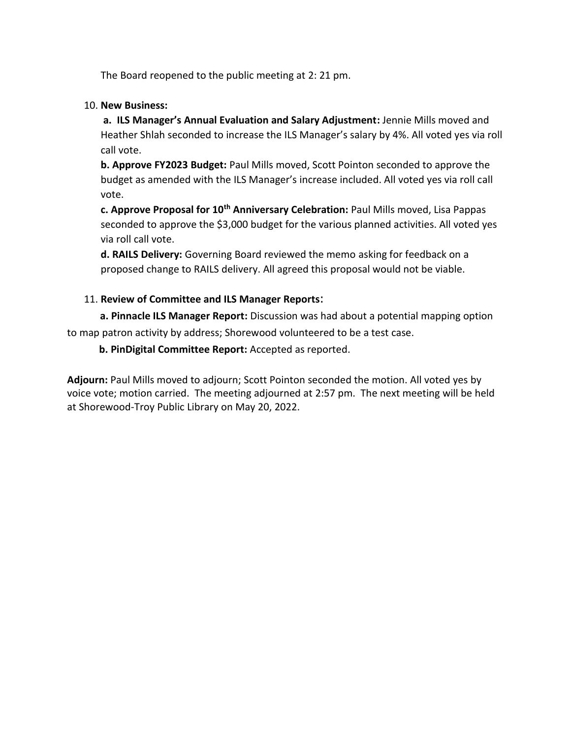The Board reopened to the public meeting at 2: 21 pm.

10. **New Business:**

    **a. ILS Manager's Annual Evaluation and Salary Adjustment:** Jennie Mills moved and Heather Shlah seconded to increase the ILS Manager's salary by 4%. All voted yes via roll call vote.

    **b. Approve FY2023 Budget:** Paul Mills moved, Scott Pointon seconded to approve the budget as amended with the ILS Manager's increase included. All voted yes via roll call vote.

    **c. Approve Proposal for 10th Anniversary Celebration:** Paul Mills moved, Lisa Pappas seconded to approve the $3,000 budget for the various planned activities. All voted yes via roll call vote.

    **d. RAILS Delivery:** Governing Board reviewed the memo asking for feedback on a proposed change to RAILS delivery. All agreed this proposal would not be viable.

11. **Review of Committee and ILS Manager Reports**:

    **a. Pinnacle ILS Manager Report:** Discussion was had about a potential mapping option to map patron activity by address; Shorewood volunteered to be a test case.

    **b. PinDigital Committee Report:** Accepted as reported.

**Adjourn:** Paul Mills moved to adjourn; Scott Pointon seconded the motion. All voted yes by voice vote; motion carried. The meeting adjourned at 2:57 pm. The next meeting will be held at Shorewood-Troy Public Library on May 20, 2022.